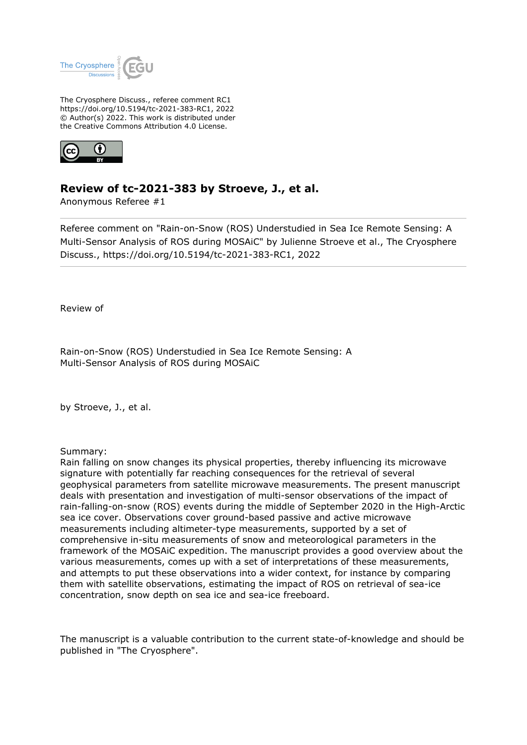The Cryosphere Discuss., referee comment RC1
https://doi.org/10.5194/tc-2021-383-RC1, 2022
© Author(s) 2022. This work is distributed under
the Creative Commons Attribution 4.0 License.

# Review of tc-2021-383 by Stroeve, J., et al.

Anonymous Referee #1

---

Referee comment on "Rain-on-Snow (ROS) Understudied in Sea Ice Remote Sensing: A Multi-Sensor Analysis of ROS during MOSAiC" by Julienne Stroeve et al., The Cryosphere Discuss., https://doi.org/10.5194/tc-2021-383-RC1, 2022

---

Review of

Rain-on-Snow (ROS) Understudied in Sea Ice Remote Sensing: A Multi-Sensor Analysis of ROS during MOSAiC

by Stroeve, J., et al.

Summary:
Rain falling on snow changes its physical properties, thereby influencing its microwave signature with potentially far reaching consequences for the retrieval of several geophysical parameters from satellite microwave measurements. The present manuscript deals with presentation and investigation of multi-sensor observations of the impact of rain-falling-on-snow (ROS) events during the middle of September 2020 in the High-Arctic sea ice cover. Observations cover ground-based passive and active microwave measurements including altimeter-type measurements, supported by a set of comprehensive in-situ measurements of snow and meteorological parameters in the framework of the MOSAiC expedition. The manuscript provides a good overview about the various measurements, comes up with a set of interpretations of these measurements, and attempts to put these observations into a wider context, for instance by comparing them with satellite observations, estimating the impact of ROS on retrieval of sea-ice concentration, snow depth on sea ice and sea-ice freeboard.

The manuscript is a valuable contribution to the current state-of-knowledge and should be published in "The Cryosphere".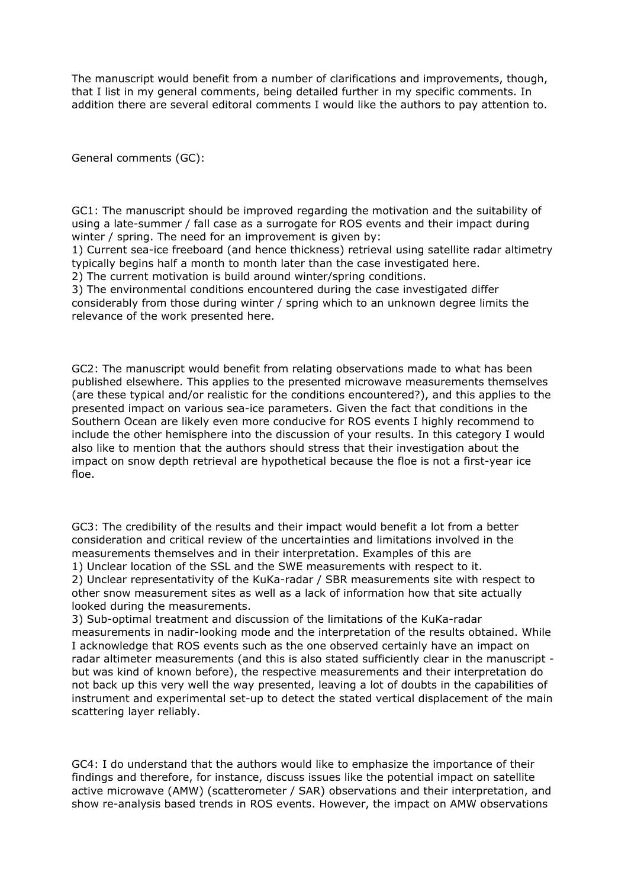The manuscript would benefit from a number of clarifications and improvements, though, that I list in my general comments, being detailed further in my specific comments. In addition there are several editoral comments I would like the authors to pay attention to.

General comments (GC):

GC1: The manuscript should be improved regarding the motivation and the suitability of using a late-summer / fall case as a surrogate for ROS events and their impact during winter / spring. The need for an improvement is given by:
1) Current sea-ice freeboard (and hence thickness) retrieval using satellite radar altimetry typically begins half a month to month later than the case investigated here.
2) The current motivation is build around winter/spring conditions.
3) The environmental conditions encountered during the case investigated differ considerably from those during winter / spring which to an unknown degree limits the relevance of the work presented here.

GC2: The manuscript would benefit from relating observations made to what has been published elsewhere. This applies to the presented microwave measurements themselves (are these typical and/or realistic for the conditions encountered?), and this applies to the presented impact on various sea-ice parameters. Given the fact that conditions in the Southern Ocean are likely even more conducive for ROS events I highly recommend to include the other hemisphere into the discussion of your results. In this category I would also like to mention that the authors should stress that their investigation about the impact on snow depth retrieval are hypothetical because the floe is not a first-year ice floe.

GC3: The credibility of the results and their impact would benefit a lot from a better consideration and critical review of the uncertainties and limitations involved in the measurements themselves and in their interpretation. Examples of this are
1) Unclear location of the SSL and the SWE measurements with respect to it.
2) Unclear representativity of the KuKa-radar / SBR measurements site with respect to other snow measurement sites as well as a lack of information how that site actually looked during the measurements.
3) Sub-optimal treatment and discussion of the limitations of the KuKa-radar measurements in nadir-looking mode and the interpretation of the results obtained. While I acknowledge that ROS events such as the one observed certainly have an impact on radar altimeter measurements (and this is also stated sufficiently clear in the manuscript - but was kind of known before), the respective measurements and their interpretation do not back up this very well the way presented, leaving a lot of doubts in the capabilities of instrument and experimental set-up to detect the stated vertical displacement of the main scattering layer reliably.

GC4: I do understand that the authors would like to emphasize the importance of their findings and therefore, for instance, discuss issues like the potential impact on satellite active microwave (AMW) (scatterometer / SAR) observations and their interpretation, and show re-analysis based trends in ROS events. However, the impact on AMW observations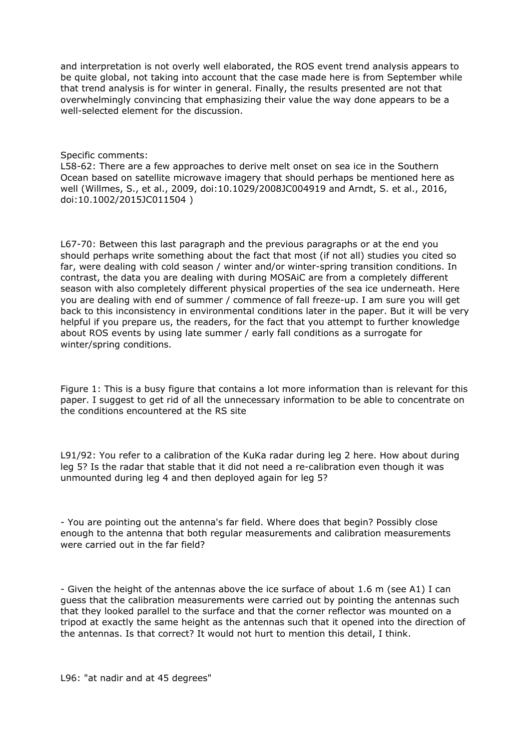and interpretation is not overly well elaborated, the ROS event trend analysis appears to be quite global, not taking into account that the case made here is from September while that trend analysis is for winter in general. Finally, the results presented are not that overwhelmingly convincing that emphasizing their value the way done appears to be a well-selected element for the discussion.

Specific comments:

L58-62: There are a few approaches to derive melt onset on sea ice in the Southern Ocean based on satellite microwave imagery that should perhaps be mentioned here as well (Willmes, S., et al., 2009, doi:10.1029/2008JC004919 and Arndt, S. et al., 2016, doi:10.1002/2015JC011504 )

L67-70: Between this last paragraph and the previous paragraphs or at the end you should perhaps write something about the fact that most (if not all) studies you cited so far, were dealing with cold season / winter and/or winter-spring transition conditions. In contrast, the data you are dealing with during MOSAiC are from a completely different season with also completely different physical properties of the sea ice underneath. Here you are dealing with end of summer / commence of fall freeze-up. I am sure you will get back to this inconsistency in environmental conditions later in the paper. But it will be very helpful if you prepare us, the readers, for the fact that you attempt to further knowledge about ROS events by using late summer / early fall conditions as a surrogate for winter/spring conditions.

Figure 1: This is a busy figure that contains a lot more information than is relevant for this paper. I suggest to get rid of all the unnecessary information to be able to concentrate on the conditions encountered at the RS site

L91/92: You refer to a calibration of the KuKa radar during leg 2 here. How about during leg 5? Is the radar that stable that it did not need a re-calibration even though it was unmounted during leg 4 and then deployed again for leg 5?

- You are pointing out the antenna's far field. Where does that begin? Possibly close enough to the antenna that both regular measurements and calibration measurements were carried out in the far field?

- Given the height of the antennas above the ice surface of about 1.6 m (see A1) I can guess that the calibration measurements were carried out by pointing the antennas such that they looked parallel to the surface and that the corner reflector was mounted on a tripod at exactly the same height as the antennas such that it opened into the direction of the antennas. Is that correct? It would not hurt to mention this detail, I think.

L96: "at nadir and at 45 degrees"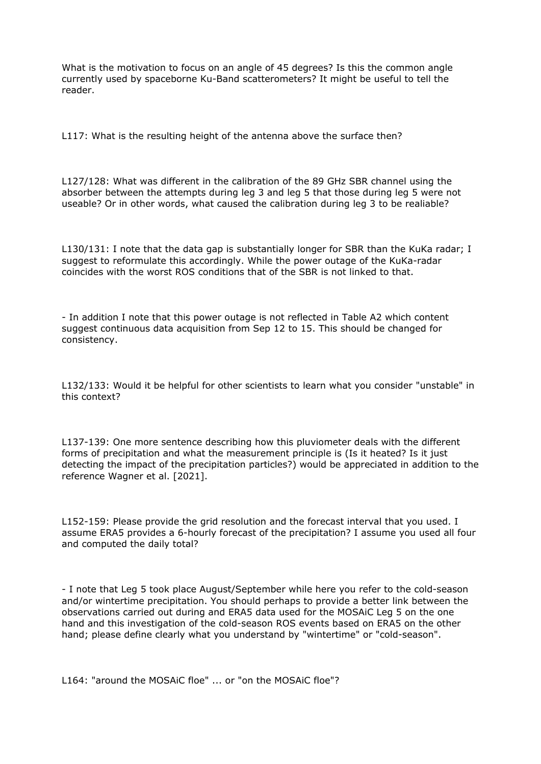What is the motivation to focus on an angle of 45 degrees? Is this the common angle currently used by spaceborne Ku-Band scatterometers? It might be useful to tell the reader.

L117: What is the resulting height of the antenna above the surface then?

L127/128: What was different in the calibration of the 89 GHz SBR channel using the absorber between the attempts during leg 3 and leg 5 that those during leg 5 were not useable? Or in other words, what caused the calibration during leg 3 to be realiable?

L130/131: I note that the data gap is substantially longer for SBR than the KuKa radar; I suggest to reformulate this accordingly. While the power outage of the KuKa-radar coincides with the worst ROS conditions that of the SBR is not linked to that.

- In addition I note that this power outage is not reflected in Table A2 which content suggest continuous data acquisition from Sep 12 to 15. This should be changed for consistency.

L132/133: Would it be helpful for other scientists to learn what you consider "unstable" in this context?

L137-139: One more sentence describing how this pluviometer deals with the different forms of precipitation and what the measurement principle is (Is it heated? Is it just detecting the impact of the precipitation particles?) would be appreciated in addition to the reference Wagner et al. [2021].

L152-159: Please provide the grid resolution and the forecast interval that you used. I assume ERA5 provides a 6-hourly forecast of the precipitation? I assume you used all four and computed the daily total?

- I note that Leg 5 took place August/September while here you refer to the cold-season and/or wintertime precipitation. You should perhaps to provide a better link between the observations carried out during and ERA5 data used for the MOSAiC Leg 5 on the one hand and this investigation of the cold-season ROS events based on ERA5 on the other hand; please define clearly what you understand by "wintertime" or "cold-season".

L164: "around the MOSAiC floe" ... or "on the MOSAiC floe"?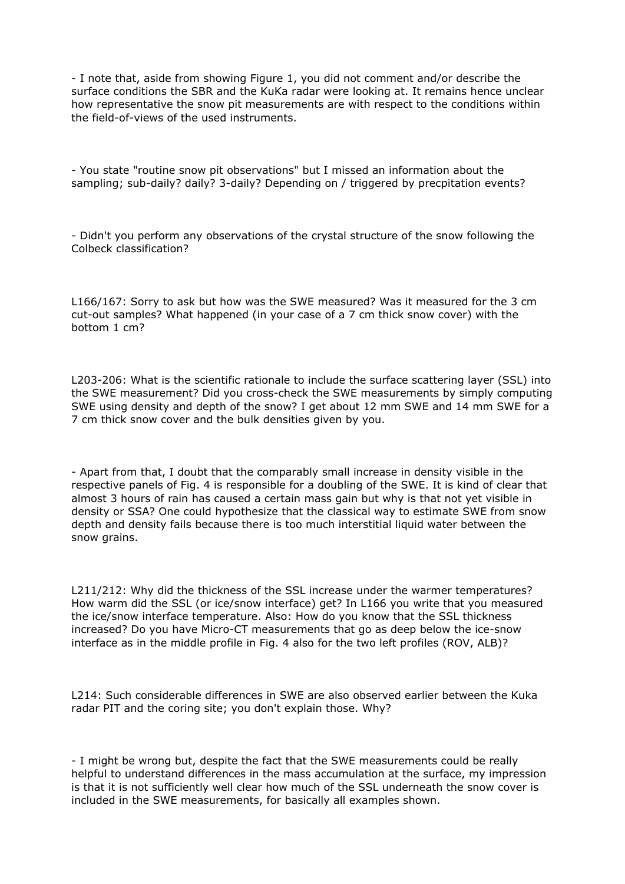- I note that, aside from showing Figure 1, you did not comment and/or describe the surface conditions the SBR and the KuKa radar were looking at. It remains hence unclear how representative the snow pit measurements are with respect to the conditions within the field-of-views of the used instruments.

- You state "routine snow pit observations" but I missed an information about the sampling; sub-daily? daily? 3-daily? Depending on / triggered by precpitation events?

- Didn't you perform any observations of the crystal structure of the snow following the Colbeck classification?

L166/167: Sorry to ask but how was the SWE measured? Was it measured for the 3 cm cut-out samples? What happened (in your case of a 7 cm thick snow cover) with the bottom 1 cm?

L203-206: What is the scientific rationale to include the surface scattering layer (SSL) into the SWE measurement? Did you cross-check the SWE measurements by simply computing SWE using density and depth of the snow? I get about 12 mm SWE and 14 mm SWE for a 7 cm thick snow cover and the bulk densities given by you.

- Apart from that, I doubt that the comparably small increase in density visible in the respective panels of Fig. 4 is responsible for a doubling of the SWE. It is kind of clear that almost 3 hours of rain has caused a certain mass gain but why is that not yet visible in density or SSA? One could hypothesize that the classical way to estimate SWE from snow depth and density fails because there is too much interstitial liquid water between the snow grains.

L211/212: Why did the thickness of the SSL increase under the warmer temperatures? How warm did the SSL (or ice/snow interface) get? In L166 you write that you measured the ice/snow interface temperature. Also: How do you know that the SSL thickness increased? Do you have Micro-CT measurements that go as deep below the ice-snow interface as in the middle profile in Fig. 4 also for the two left profiles (ROV, ALB)?

L214: Such considerable differences in SWE are also observed earlier between the Kuka radar PIT and the coring site; you don't explain those. Why?

- I might be wrong but, despite the fact that the SWE measurements could be really helpful to understand differences in the mass accumulation at the surface, my impression is that it is not sufficiently well clear how much of the SSL underneath the snow cover is included in the SWE measurements, for basically all examples shown.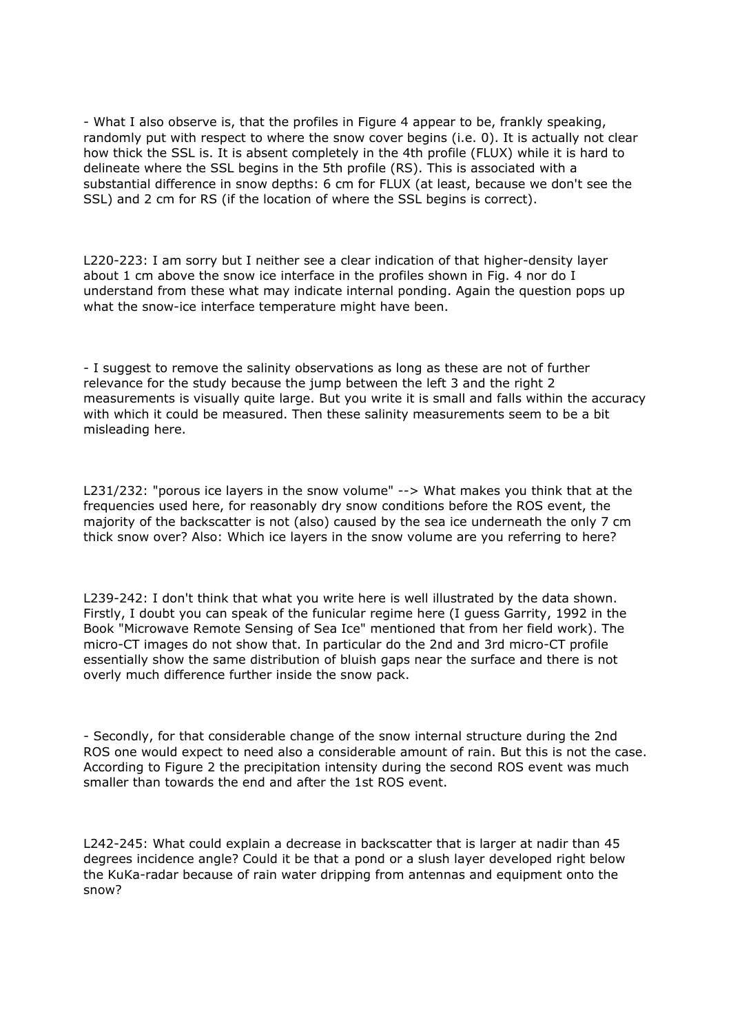- What I also observe is, that the profiles in Figure 4 appear to be, frankly speaking, randomly put with respect to where the snow cover begins (i.e. 0). It is actually not clear how thick the SSL is. It is absent completely in the 4th profile (FLUX) while it is hard to delineate where the SSL begins in the 5th profile (RS). This is associated with a substantial difference in snow depths: 6 cm for FLUX (at least, because we don't see the SSL) and 2 cm for RS (if the location of where the SSL begins is correct).

L220-223: I am sorry but I neither see a clear indication of that higher-density layer about 1 cm above the snow ice interface in the profiles shown in Fig. 4 nor do I understand from these what may indicate internal ponding. Again the question pops up what the snow-ice interface temperature might have been.

- I suggest to remove the salinity observations as long as these are not of further relevance for the study because the jump between the left 3 and the right 2 measurements is visually quite large. But you write it is small and falls within the accuracy with which it could be measured. Then these salinity measurements seem to be a bit misleading here.

L231/232: "porous ice layers in the snow volume" --> What makes you think that at the frequencies used here, for reasonably dry snow conditions before the ROS event, the majority of the backscatter is not (also) caused by the sea ice underneath the only 7 cm thick snow over? Also: Which ice layers in the snow volume are you referring to here?

L239-242: I don't think that what you write here is well illustrated by the data shown. Firstly, I doubt you can speak of the funicular regime here (I guess Garrity, 1992 in the Book "Microwave Remote Sensing of Sea Ice" mentioned that from her field work). The micro-CT images do not show that. In particular do the 2nd and 3rd micro-CT profile essentially show the same distribution of bluish gaps near the surface and there is not overly much difference further inside the snow pack.

- Secondly, for that considerable change of the snow internal structure during the 2nd ROS one would expect to need also a considerable amount of rain. But this is not the case. According to Figure 2 the precipitation intensity during the second ROS event was much smaller than towards the end and after the 1st ROS event.

L242-245: What could explain a decrease in backscatter that is larger at nadir than 45 degrees incidence angle? Could it be that a pond or a slush layer developed right below the KuKa-radar because of rain water dripping from antennas and equipment onto the snow?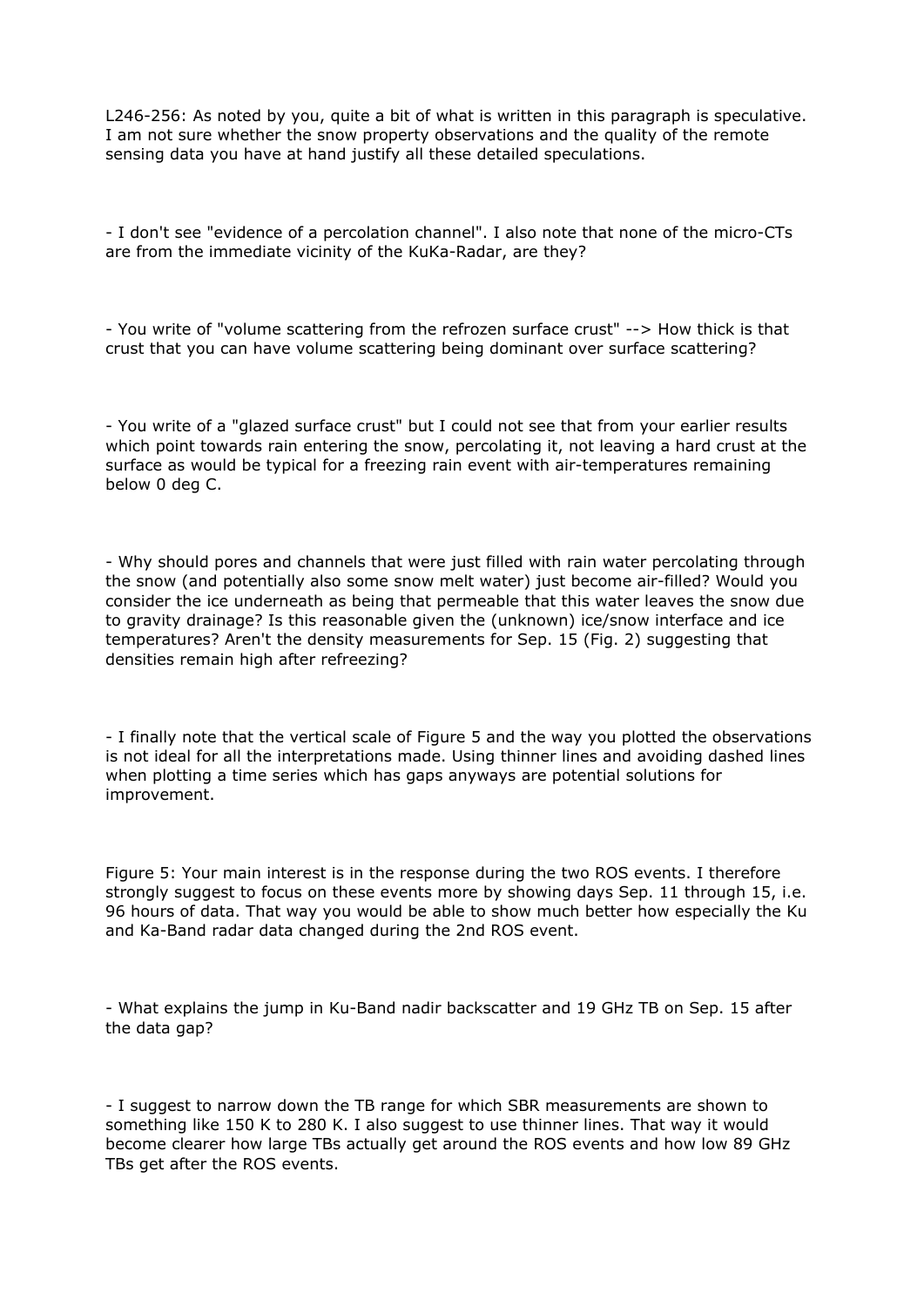L246-256: As noted by you, quite a bit of what is written in this paragraph is speculative. I am not sure whether the snow property observations and the quality of the remote sensing data you have at hand justify all these detailed speculations.

- I don't see "evidence of a percolation channel". I also note that none of the micro-CTs are from the immediate vicinity of the KuKa-Radar, are they?

- You write of "volume scattering from the refrozen surface crust" --> How thick is that crust that you can have volume scattering being dominant over surface scattering?

- You write of a "glazed surface crust" but I could not see that from your earlier results which point towards rain entering the snow, percolating it, not leaving a hard crust at the surface as would be typical for a freezing rain event with air-temperatures remaining below 0 deg C.

- Why should pores and channels that were just filled with rain water percolating through the snow (and potentially also some snow melt water) just become air-filled? Would you consider the ice underneath as being that permeable that this water leaves the snow due to gravity drainage? Is this reasonable given the (unknown) ice/snow interface and ice temperatures? Aren't the density measurements for Sep. 15 (Fig. 2) suggesting that densities remain high after refreezing?

- I finally note that the vertical scale of Figure 5 and the way you plotted the observations is not ideal for all the interpretations made. Using thinner lines and avoiding dashed lines when plotting a time series which has gaps anyways are potential solutions for improvement.

Figure 5: Your main interest is in the response during the two ROS events. I therefore strongly suggest to focus on these events more by showing days Sep. 11 through 15, i.e. 96 hours of data. That way you would be able to show much better how especially the Ku and Ka-Band radar data changed during the 2nd ROS event.

- What explains the jump in Ku-Band nadir backscatter and 19 GHz TB on Sep. 15 after the data gap?

- I suggest to narrow down the TB range for which SBR measurements are shown to something like 150 K to 280 K. I also suggest to use thinner lines. That way it would become clearer how large TBs actually get around the ROS events and how low 89 GHz TBs get after the ROS events.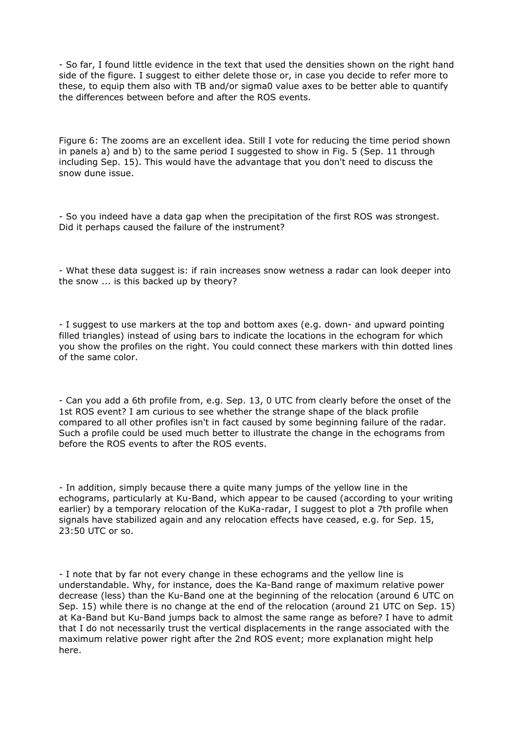- So far, I found little evidence in the text that used the densities shown on the right hand side of the figure. I suggest to either delete those or, in case you decide to refer more to these, to equip them also with TB and/or sigma0 value axes to be better able to quantify the differences between before and after the ROS events.

Figure 6: The zooms are an excellent idea. Still I vote for reducing the time period shown in panels a) and b) to the same period I suggested to show in Fig. 5 (Sep. 11 through including Sep. 15). This would have the advantage that you don't need to discuss the snow dune issue.

- So you indeed have a data gap when the precipitation of the first ROS was strongest. Did it perhaps caused the failure of the instrument?

- What these data suggest is: if rain increases snow wetness a radar can look deeper into the snow ... is this backed up by theory?

- I suggest to use markers at the top and bottom axes (e.g. down- and upward pointing filled triangles) instead of using bars to indicate the locations in the echogram for which you show the profiles on the right. You could connect these markers with thin dotted lines of the same color.

- Can you add a 6th profile from, e.g. Sep. 13, 0 UTC from clearly before the onset of the 1st ROS event? I am curious to see whether the strange shape of the black profile compared to all other profiles isn't in fact caused by some beginning failure of the radar. Such a profile could be used much better to illustrate the change in the echograms from before the ROS events to after the ROS events.

- In addition, simply because there a quite many jumps of the yellow line in the echograms, particularly at Ku-Band, which appear to be caused (according to your writing earlier) by a temporary relocation of the KuKa-radar, I suggest to plot a 7th profile when signals have stabilized again and any relocation effects have ceased, e.g. for Sep. 15, 23:50 UTC or so.

- I note that by far not every change in these echograms and the yellow line is understandable. Why, for instance, does the Ka-Band range of maximum relative power decrease (less) than the Ku-Band one at the beginning of the relocation (around 6 UTC on Sep. 15) while there is no change at the end of the relocation (around 21 UTC on Sep. 15) at Ka-Band but Ku-Band jumps back to almost the same range as before? I have to admit that I do not necessarily trust the vertical displacements in the range associated with the maximum relative power right after the 2nd ROS event; more explanation might help here.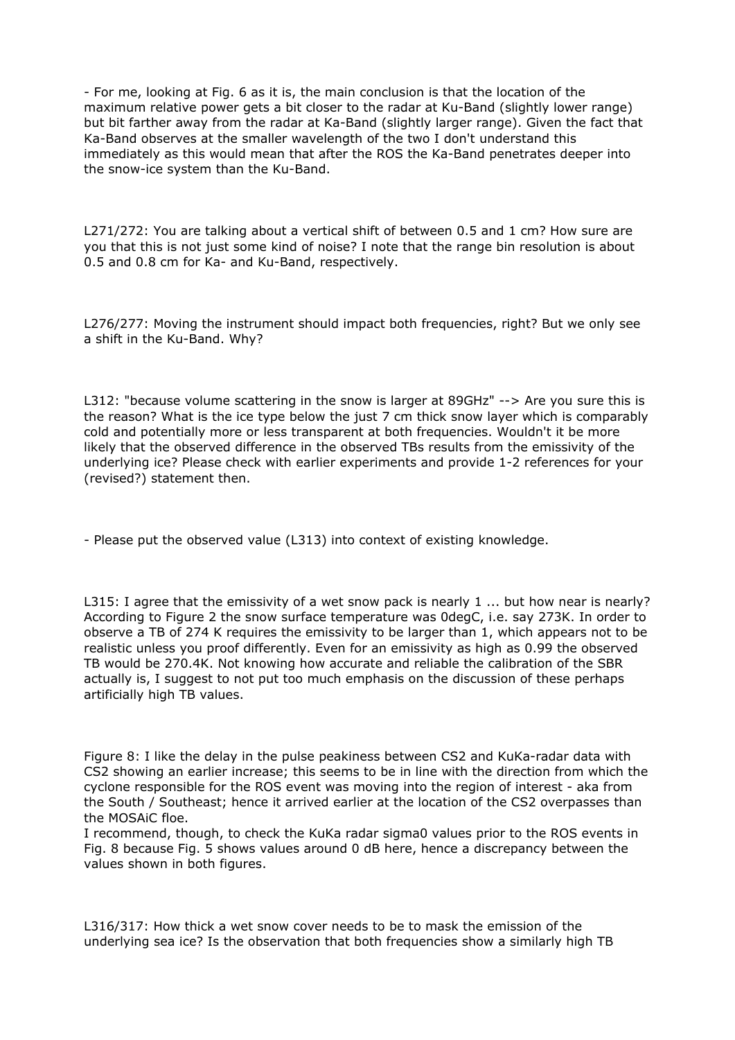- For me, looking at Fig. 6 as it is, the main conclusion is that the location of the maximum relative power gets a bit closer to the radar at Ku-Band (slightly lower range) but bit farther away from the radar at Ka-Band (slightly larger range). Given the fact that Ka-Band observes at the smaller wavelength of the two I don't understand this immediately as this would mean that after the ROS the Ka-Band penetrates deeper into the snow-ice system than the Ku-Band.

L271/272: You are talking about a vertical shift of between 0.5 and 1 cm? How sure are you that this is not just some kind of noise? I note that the range bin resolution is about 0.5 and 0.8 cm for Ka- and Ku-Band, respectively.

L276/277: Moving the instrument should impact both frequencies, right? But we only see a shift in the Ku-Band. Why?

L312: "because volume scattering in the snow is larger at 89GHz" --> Are you sure this is the reason? What is the ice type below the just 7 cm thick snow layer which is comparably cold and potentially more or less transparent at both frequencies. Wouldn't it be more likely that the observed difference in the observed TBs results from the emissivity of the underlying ice? Please check with earlier experiments and provide 1-2 references for your (revised?) statement then.

- Please put the observed value (L313) into context of existing knowledge.

L315: I agree that the emissivity of a wet snow pack is nearly 1 ... but how near is nearly? According to Figure 2 the snow surface temperature was 0degC, i.e. say 273K. In order to observe a TB of 274 K requires the emissivity to be larger than 1, which appears not to be realistic unless you proof differently. Even for an emissivity as high as 0.99 the observed TB would be 270.4K. Not knowing how accurate and reliable the calibration of the SBR actually is, I suggest to not put too much emphasis on the discussion of these perhaps artificially high TB values.

Figure 8: I like the delay in the pulse peakiness between CS2 and KuKa-radar data with CS2 showing an earlier increase; this seems to be in line with the direction from which the cyclone responsible for the ROS event was moving into the region of interest - aka from the South / Southeast; hence it arrived earlier at the location of the CS2 overpasses than the MOSAiC floe.
I recommend, though, to check the KuKa radar sigma0 values prior to the ROS events in Fig. 8 because Fig. 5 shows values around 0 dB here, hence a discrepancy between the values shown in both figures.

L316/317: How thick a wet snow cover needs to be to mask the emission of the underlying sea ice? Is the observation that both frequencies show a similarly high TB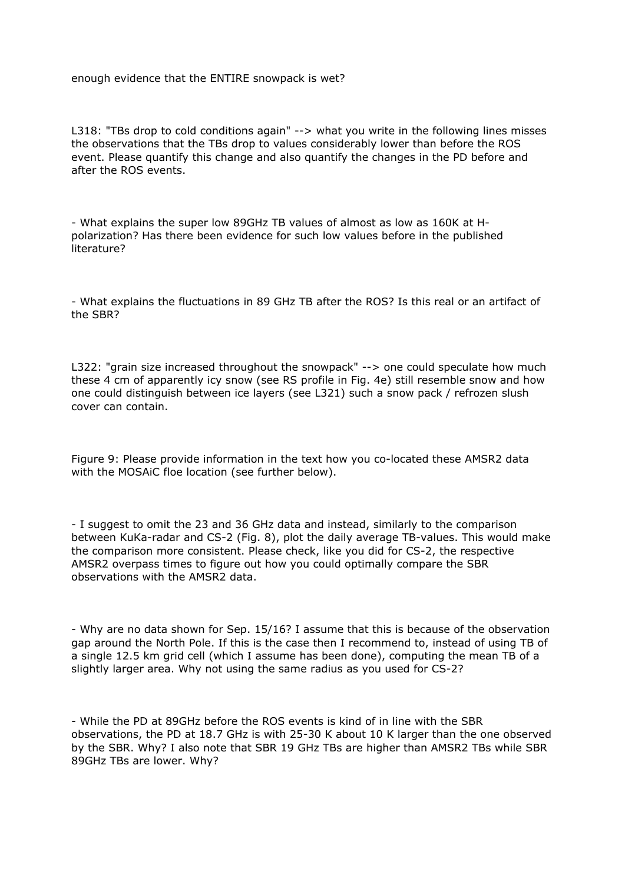enough evidence that the ENTIRE snowpack is wet?

L318: "TBs drop to cold conditions again" --> what you write in the following lines misses the observations that the TBs drop to values considerably lower than before the ROS event. Please quantify this change and also quantify the changes in the PD before and after the ROS events.

- What explains the super low 89GHz TB values of almost as low as 160K at H-polarization? Has there been evidence for such low values before in the published literature?

- What explains the fluctuations in 89 GHz TB after the ROS? Is this real or an artifact of the SBR?

L322: "grain size increased throughout the snowpack" --> one could speculate how much these 4 cm of apparently icy snow (see RS profile in Fig. 4e) still resemble snow and how one could distinguish between ice layers (see L321) such a snow pack / refrozen slush cover can contain.

Figure 9: Please provide information in the text how you co-located these AMSR2 data with the MOSAiC floe location (see further below).

- I suggest to omit the 23 and 36 GHz data and instead, similarly to the comparison between KuKa-radar and CS-2 (Fig. 8), plot the daily average TB-values. This would make the comparison more consistent. Please check, like you did for CS-2, the respective AMSR2 overpass times to figure out how you could optimally compare the SBR observations with the AMSR2 data.

- Why are no data shown for Sep. 15/16? I assume that this is because of the observation gap around the North Pole. If this is the case then I recommend to, instead of using TB of a single 12.5 km grid cell (which I assume has been done), computing the mean TB of a slightly larger area. Why not using the same radius as you used for CS-2?

- While the PD at 89GHz before the ROS events is kind of in line with the SBR observations, the PD at 18.7 GHz is with 25-30 K about 10 K larger than the one observed by the SBR. Why? I also note that SBR 19 GHz TBs are higher than AMSR2 TBs while SBR 89GHz TBs are lower. Why?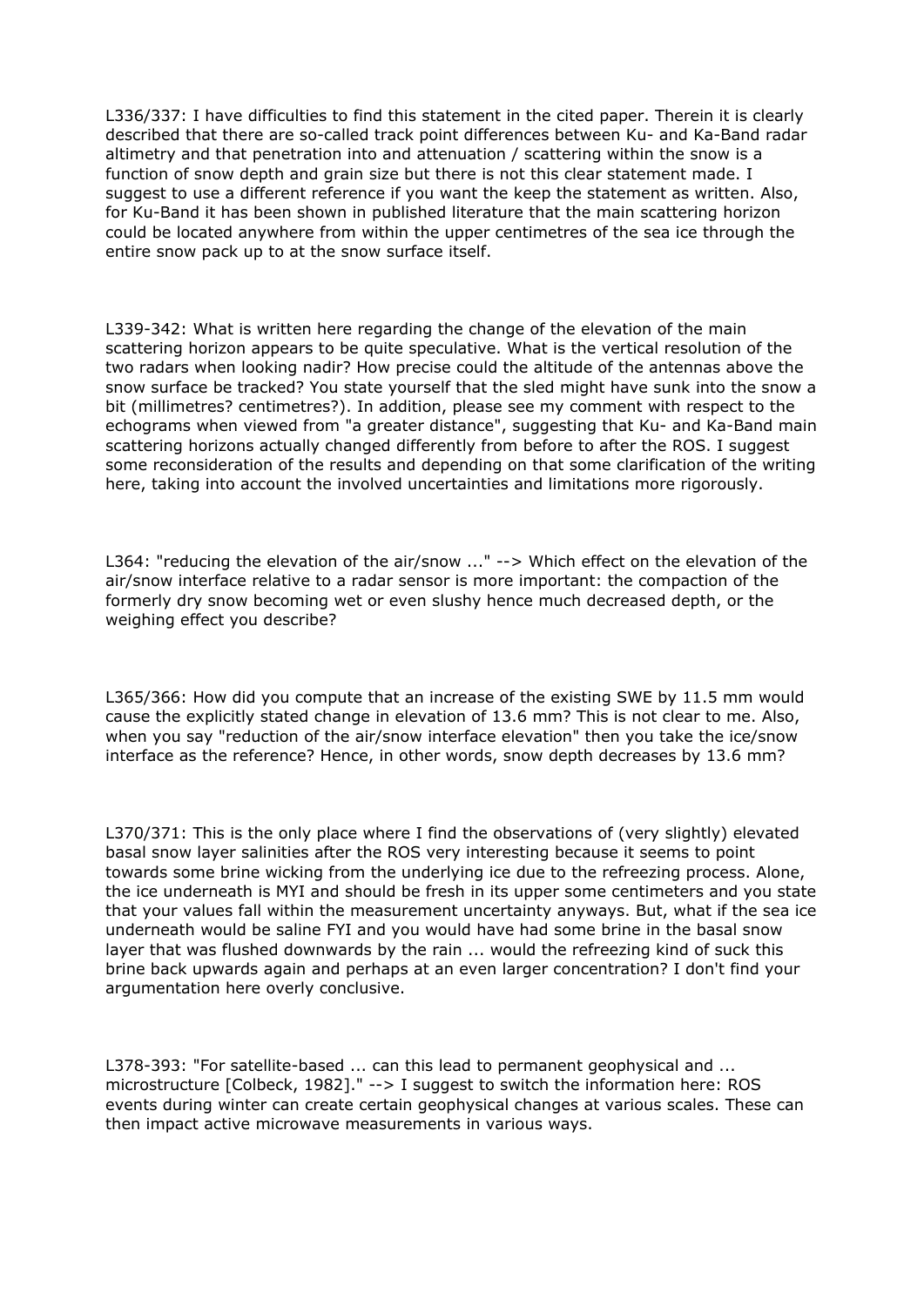L336/337: I have difficulties to find this statement in the cited paper. Therein it is clearly described that there are so-called track point differences between Ku- and Ka-Band radar altimetry and that penetration into and attenuation / scattering within the snow is a function of snow depth and grain size but there is not this clear statement made. I suggest to use a different reference if you want the keep the statement as written. Also, for Ku-Band it has been shown in published literature that the main scattering horizon could be located anywhere from within the upper centimetres of the sea ice through the entire snow pack up to at the snow surface itself.

L339-342: What is written here regarding the change of the elevation of the main scattering horizon appears to be quite speculative. What is the vertical resolution of the two radars when looking nadir? How precise could the altitude of the antennas above the snow surface be tracked? You state yourself that the sled might have sunk into the snow a bit (millimetres? centimetres?). In addition, please see my comment with respect to the echograms when viewed from "a greater distance", suggesting that Ku- and Ka-Band main scattering horizons actually changed differently from before to after the ROS. I suggest some reconsideration of the results and depending on that some clarification of the writing here, taking into account the involved uncertainties and limitations more rigorously.

L364: "reducing the elevation of the air/snow ..." --> Which effect on the elevation of the air/snow interface relative to a radar sensor is more important: the compaction of the formerly dry snow becoming wet or even slushy hence much decreased depth, or the weighing effect you describe?

L365/366: How did you compute that an increase of the existing SWE by 11.5 mm would cause the explicitly stated change in elevation of 13.6 mm? This is not clear to me. Also, when you say "reduction of the air/snow interface elevation" then you take the ice/snow interface as the reference? Hence, in other words, snow depth decreases by 13.6 mm?

L370/371: This is the only place where I find the observations of (very slightly) elevated basal snow layer salinities after the ROS very interesting because it seems to point towards some brine wicking from the underlying ice due to the refreezing process. Alone, the ice underneath is MYI and should be fresh in its upper some centimeters and you state that your values fall within the measurement uncertainty anyways. But, what if the sea ice underneath would be saline FYI and you would have had some brine in the basal snow layer that was flushed downwards by the rain ... would the refreezing kind of suck this brine back upwards again and perhaps at an even larger concentration? I don't find your argumentation here overly conclusive.

L378-393: "For satellite-based ... can this lead to permanent geophysical and ... microstructure [Colbeck, 1982]." --> I suggest to switch the information here: ROS events during winter can create certain geophysical changes at various scales. These can then impact active microwave measurements in various ways.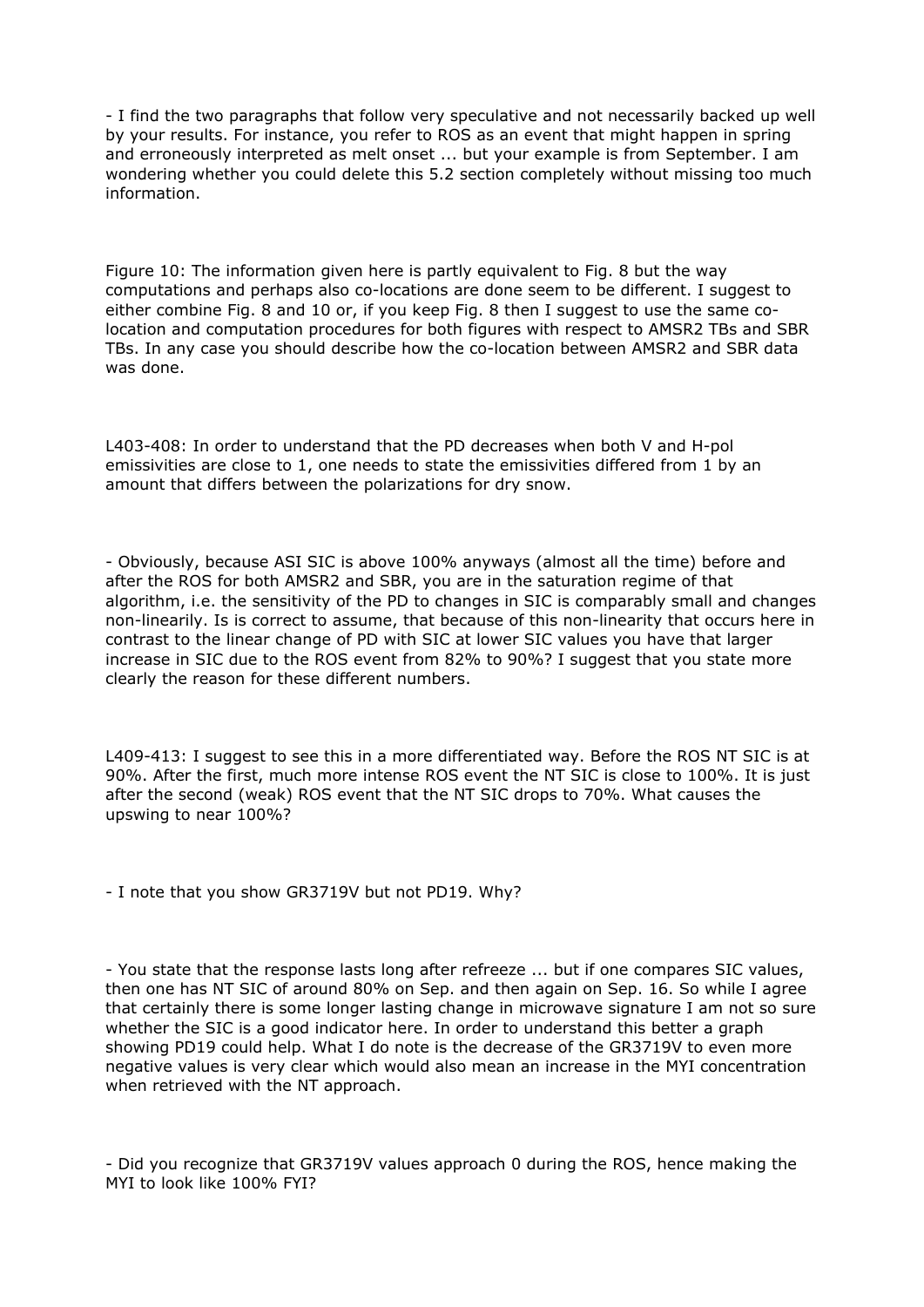- I find the two paragraphs that follow very speculative and not necessarily backed up well by your results. For instance, you refer to ROS as an event that might happen in spring and erroneously interpreted as melt onset ... but your example is from September. I am wondering whether you could delete this 5.2 section completely without missing too much information.

Figure 10: The information given here is partly equivalent to Fig. 8 but the way computations and perhaps also co-locations are done seem to be different. I suggest to either combine Fig. 8 and 10 or, if you keep Fig. 8 then I suggest to use the same co-location and computation procedures for both figures with respect to AMSR2 TBs and SBR TBs. In any case you should describe how the co-location between AMSR2 and SBR data was done.

L403-408: In order to understand that the PD decreases when both V and H-pol emissivities are close to 1, one needs to state the emissivities differed from 1 by an amount that differs between the polarizations for dry snow.

- Obviously, because ASI SIC is above 100% anyways (almost all the time) before and after the ROS for both AMSR2 and SBR, you are in the saturation regime of that algorithm, i.e. the sensitivity of the PD to changes in SIC is comparably small and changes non-linearily. Is is correct to assume, that because of this non-linearity that occurs here in contrast to the linear change of PD with SIC at lower SIC values you have that larger increase in SIC due to the ROS event from 82% to 90%? I suggest that you state more clearly the reason for these different numbers.

L409-413: I suggest to see this in a more differentiated way. Before the ROS NT SIC is at 90%. After the first, much more intense ROS event the NT SIC is close to 100%. It is just after the second (weak) ROS event that the NT SIC drops to 70%. What causes the upswing to near 100%?

- I note that you show GR3719V but not PD19. Why?

- You state that the response lasts long after refreeze ... but if one compares SIC values, then one has NT SIC of around 80% on Sep. and then again on Sep. 16. So while I agree that certainly there is some longer lasting change in microwave signature I am not so sure whether the SIC is a good indicator here. In order to understand this better a graph showing PD19 could help. What I do note is the decrease of the GR3719V to even more negative values is very clear which would also mean an increase in the MYI concentration when retrieved with the NT approach.

- Did you recognize that GR3719V values approach 0 during the ROS, hence making the MYI to look like 100% FYI?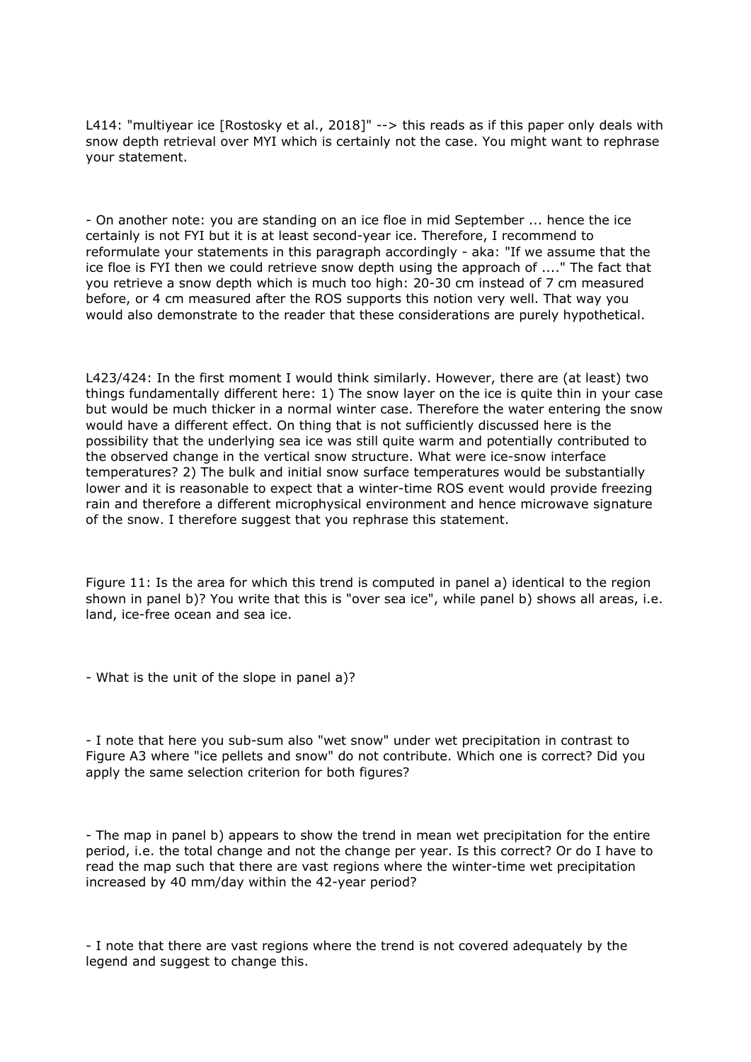L414: "multiyear ice [Rostosky et al., 2018]" --> this reads as if this paper only deals with snow depth retrieval over MYI which is certainly not the case. You might want to rephrase your statement.

- On another note: you are standing on an ice floe in mid September ... hence the ice certainly is not FYI but it is at least second-year ice. Therefore, I recommend to reformulate your statements in this paragraph accordingly - aka: "If we assume that the ice floe is FYI then we could retrieve snow depth using the approach of ...." The fact that you retrieve a snow depth which is much too high: 20-30 cm instead of 7 cm measured before, or 4 cm measured after the ROS supports this notion very well. That way you would also demonstrate to the reader that these considerations are purely hypothetical.

L423/424: In the first moment I would think similarly. However, there are (at least) two things fundamentally different here: 1) The snow layer on the ice is quite thin in your case but would be much thicker in a normal winter case. Therefore the water entering the snow would have a different effect. On thing that is not sufficiently discussed here is the possibility that the underlying sea ice was still quite warm and potentially contributed to the observed change in the vertical snow structure. What were ice-snow interface temperatures? 2) The bulk and initial snow surface temperatures would be substantially lower and it is reasonable to expect that a winter-time ROS event would provide freezing rain and therefore a different microphysical environment and hence microwave signature of the snow. I therefore suggest that you rephrase this statement.

Figure 11: Is the area for which this trend is computed in panel a) identical to the region shown in panel b)? You write that this is "over sea ice", while panel b) shows all areas, i.e. land, ice-free ocean and sea ice.

- What is the unit of the slope in panel a)?

- I note that here you sub-sum also "wet snow" under wet precipitation in contrast to Figure A3 where "ice pellets and snow" do not contribute. Which one is correct? Did you apply the same selection criterion for both figures?

- The map in panel b) appears to show the trend in mean wet precipitation for the entire period, i.e. the total change and not the change per year. Is this correct? Or do I have to read the map such that there are vast regions where the winter-time wet precipitation increased by 40 mm/day within the 42-year period?

- I note that there are vast regions where the trend is not covered adequately by the legend and suggest to change this.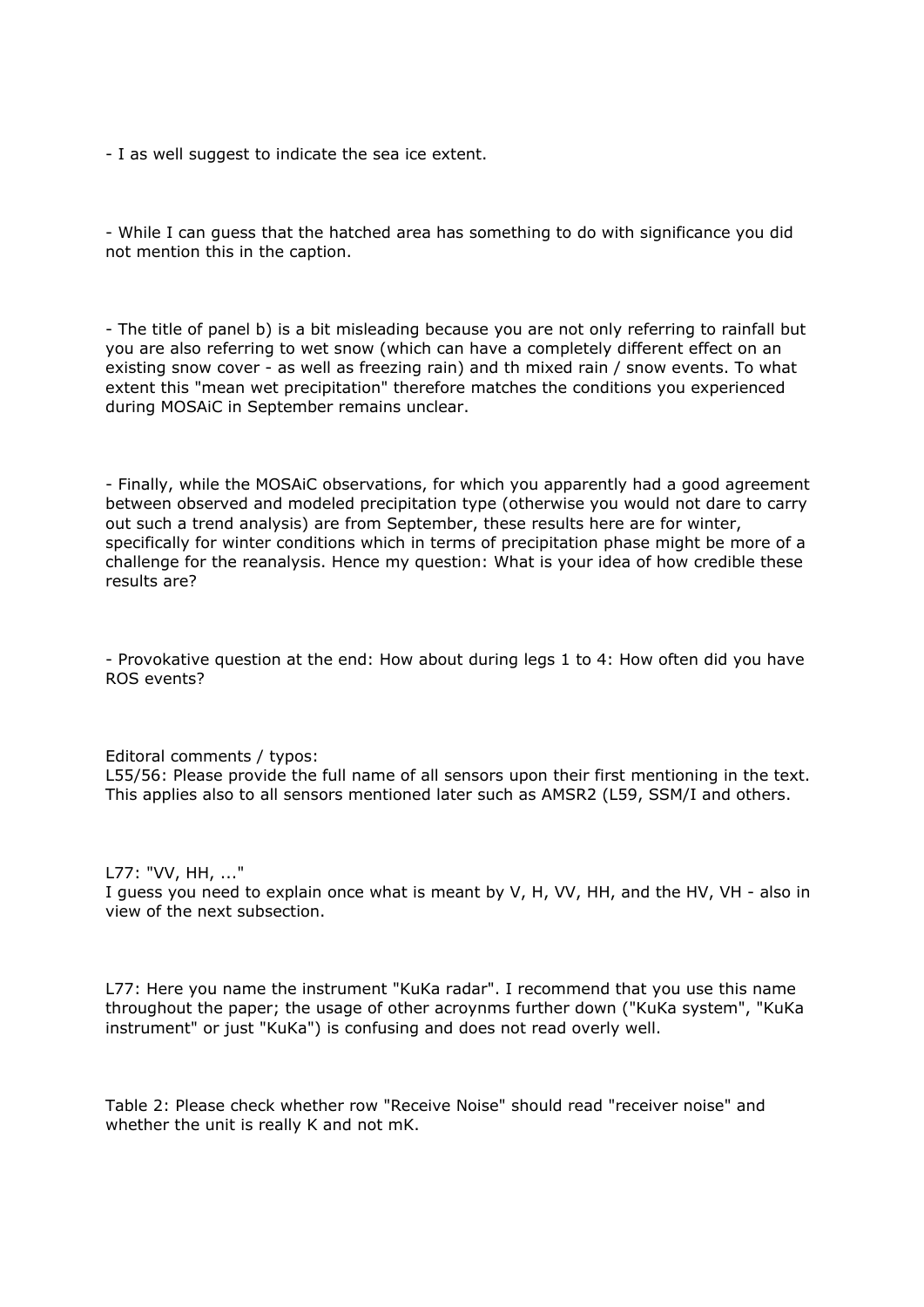- I as well suggest to indicate the sea ice extent.

- While I can guess that the hatched area has something to do with significance you did not mention this in the caption.

- The title of panel b) is a bit misleading because you are not only referring to rainfall but you are also referring to wet snow (which can have a completely different effect on an existing snow cover - as well as freezing rain) and th mixed rain / snow events. To what extent this "mean wet precipitation" therefore matches the conditions you experienced during MOSAiC in September remains unclear.

- Finally, while the MOSAiC observations, for which you apparently had a good agreement between observed and modeled precipitation type (otherwise you would not dare to carry out such a trend analysis) are from September, these results here are for winter, specifically for winter conditions which in terms of precipitation phase might be more of a challenge for the reanalysis. Hence my question: What is your idea of how credible these results are?

- Provokative question at the end: How about during legs 1 to 4: How often did you have ROS events?

Editoral comments / typos:
L55/56: Please provide the full name of all sensors upon their first mentioning in the text. This applies also to all sensors mentioned later such as AMSR2 (L59, SSM/I and others.

L77: "VV, HH, ..."
I guess you need to explain once what is meant by V, H, VV, HH, and the HV, VH - also in view of the next subsection.

L77: Here you name the instrument "KuKa radar". I recommend that you use this name throughout the paper; the usage of other acroynms further down ("KuKa system", "KuKa instrument" or just "KuKa") is confusing and does not read overly well.

Table 2: Please check whether row "Receive Noise" should read "receiver noise" and whether the unit is really K and not mK.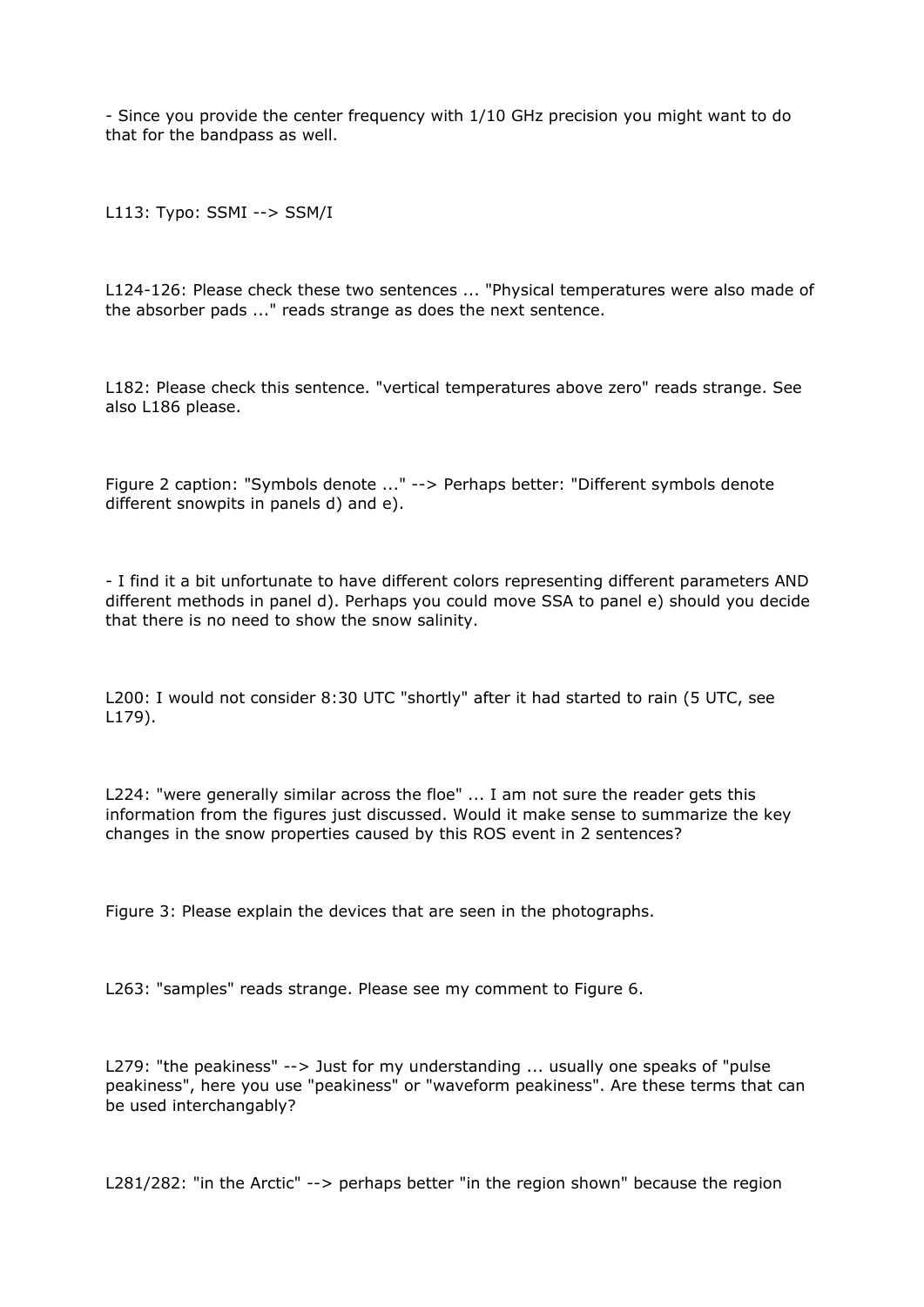- Since you provide the center frequency with 1/10 GHz precision you might want to do that for the bandpass as well.

L113: Typo: SSMI --> SSM/I

L124-126: Please check these two sentences ... "Physical temperatures were also made of the absorber pads ..." reads strange as does the next sentence.

L182: Please check this sentence. "vertical temperatures above zero" reads strange. See also L186 please.

Figure 2 caption: "Symbols denote ..." --> Perhaps better: "Different symbols denote different snowpits in panels d) and e).

- I find it a bit unfortunate to have different colors representing different parameters AND different methods in panel d). Perhaps you could move SSA to panel e) should you decide that there is no need to show the snow salinity.

L200: I would not consider 8:30 UTC "shortly" after it had started to rain (5 UTC, see L179).

L224: "were generally similar across the floe" ... I am not sure the reader gets this information from the figures just discussed. Would it make sense to summarize the key changes in the snow properties caused by this ROS event in 2 sentences?

Figure 3: Please explain the devices that are seen in the photographs.

L263: "samples" reads strange. Please see my comment to Figure 6.

L279: "the peakiness" --> Just for my understanding ... usually one speaks of "pulse peakiness", here you use "peakiness" or "waveform peakiness". Are these terms that can be used interchangably?

L281/282: "in the Arctic" --> perhaps better "in the region shown" because the region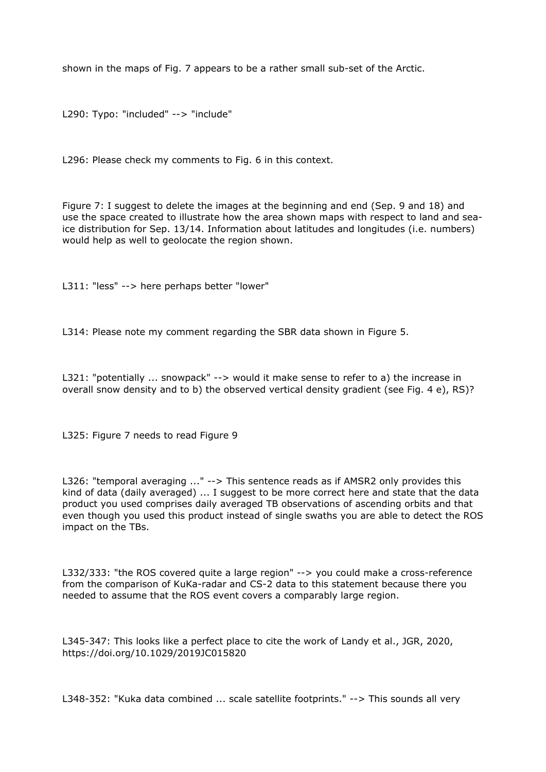shown in the maps of Fig. 7 appears to be a rather small sub-set of the Arctic.

L290: Typo: "included" --> "include"

L296: Please check my comments to Fig. 6 in this context.

Figure 7: I suggest to delete the images at the beginning and end (Sep. 9 and 18) and use the space created to illustrate how the area shown maps with respect to land and sea-ice distribution for Sep. 13/14. Information about latitudes and longitudes (i.e. numbers) would help as well to geolocate the region shown.

L311: "less" --> here perhaps better "lower"

L314: Please note my comment regarding the SBR data shown in Figure 5.

L321: "potentially ... snowpack" --> would it make sense to refer to a) the increase in overall snow density and to b) the observed vertical density gradient (see Fig. 4 e), RS)?

L325: Figure 7 needs to read Figure 9

L326: "temporal averaging ..." --> This sentence reads as if AMSR2 only provides this kind of data (daily averaged) ... I suggest to be more correct here and state that the data product you used comprises daily averaged TB observations of ascending orbits and that even though you used this product instead of single swaths you are able to detect the ROS impact on the TBs.

L332/333: "the ROS covered quite a large region" --> you could make a cross-reference from the comparison of KuKa-radar and CS-2 data to this statement because there you needed to assume that the ROS event covers a comparably large region.

L345-347: This looks like a perfect place to cite the work of Landy et al., JGR, 2020, https://doi.org/10.1029/2019JC015820

L348-352: "Kuka data combined ... scale satellite footprints." --> This sounds all very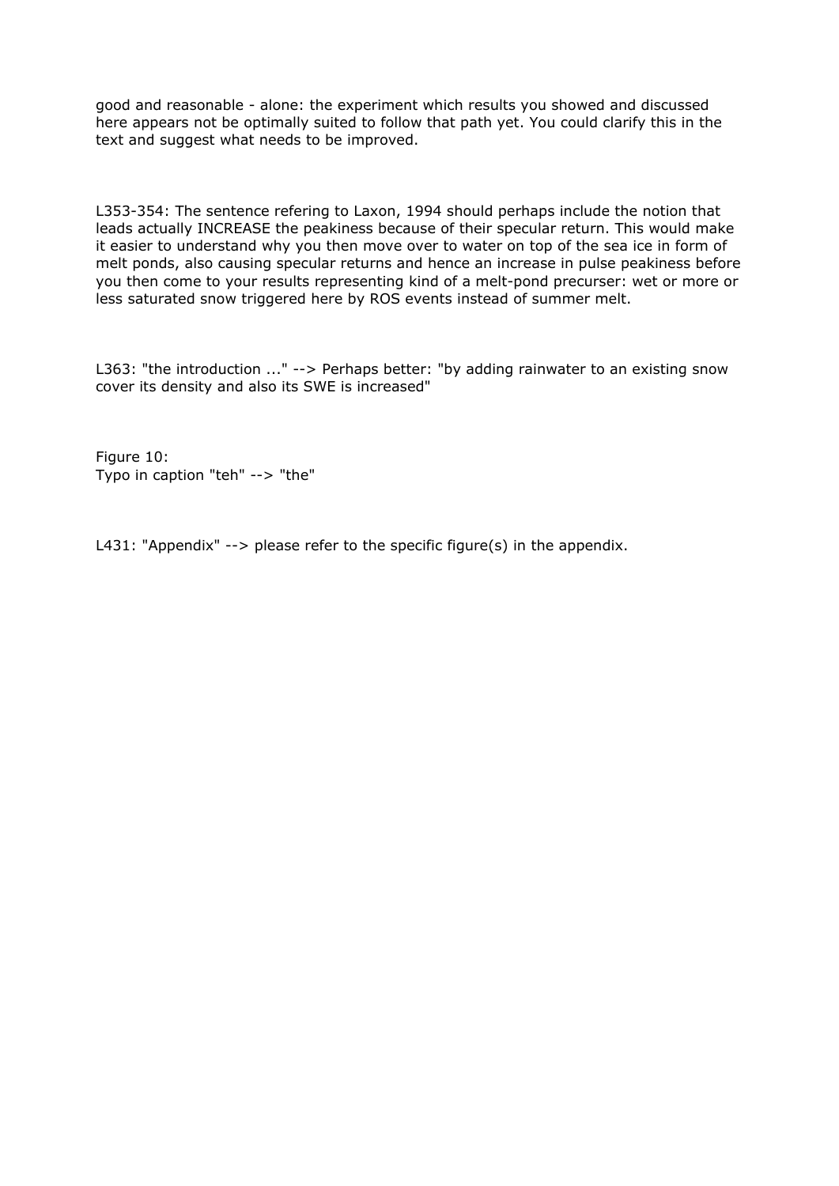good and reasonable - alone: the experiment which results you showed and discussed here appears not be optimally suited to follow that path yet. You could clarify this in the text and suggest what needs to be improved.

L353-354: The sentence refering to Laxon, 1994 should perhaps include the notion that leads actually INCREASE the peakiness because of their specular return. This would make it easier to understand why you then move over to water on top of the sea ice in form of melt ponds, also causing specular returns and hence an increase in pulse peakiness before you then come to your results representing kind of a melt-pond precurser: wet or more or less saturated snow triggered here by ROS events instead of summer melt.

L363: "the introduction ..." --> Perhaps better: "by adding rainwater to an existing snow cover its density and also its SWE is increased"

Figure 10:
Typo in caption "teh" --> "the"

L431: "Appendix" --> please refer to the specific figure(s) in the appendix.